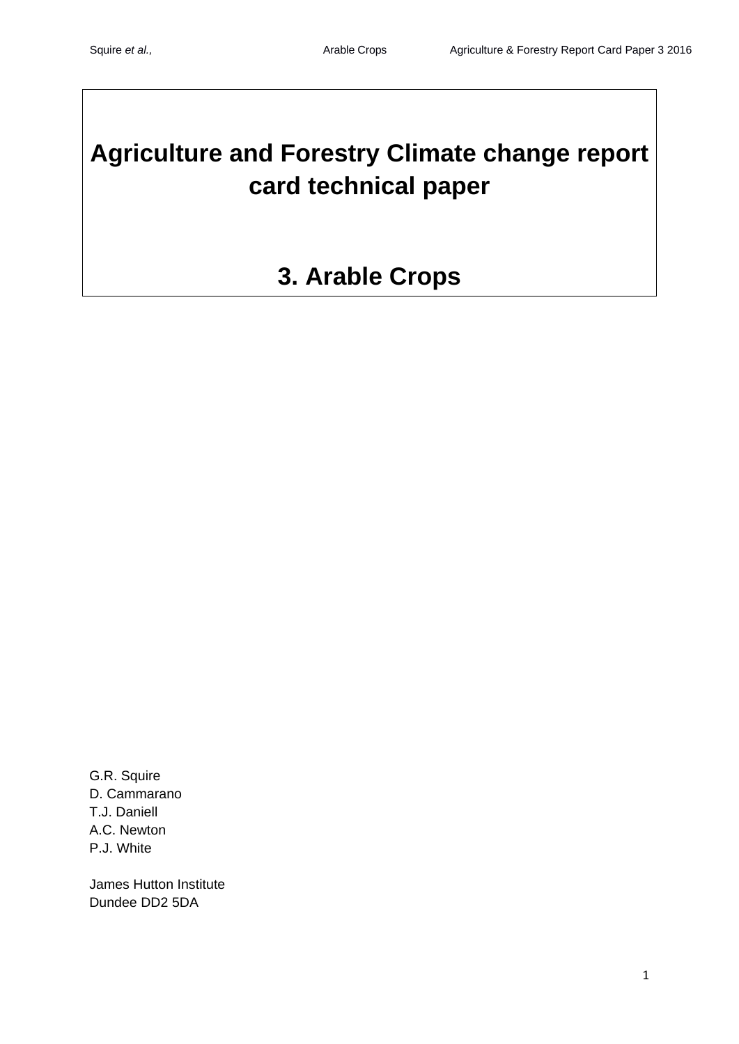# Agriculture and Forestry Climate change report card technical paper

# 3. Arable Crops

G.R. Squire
D. Cammarano
T.J. Daniell
A.C. Newton
P.J. White

James Hutton Institute
Dundee DD2 5DA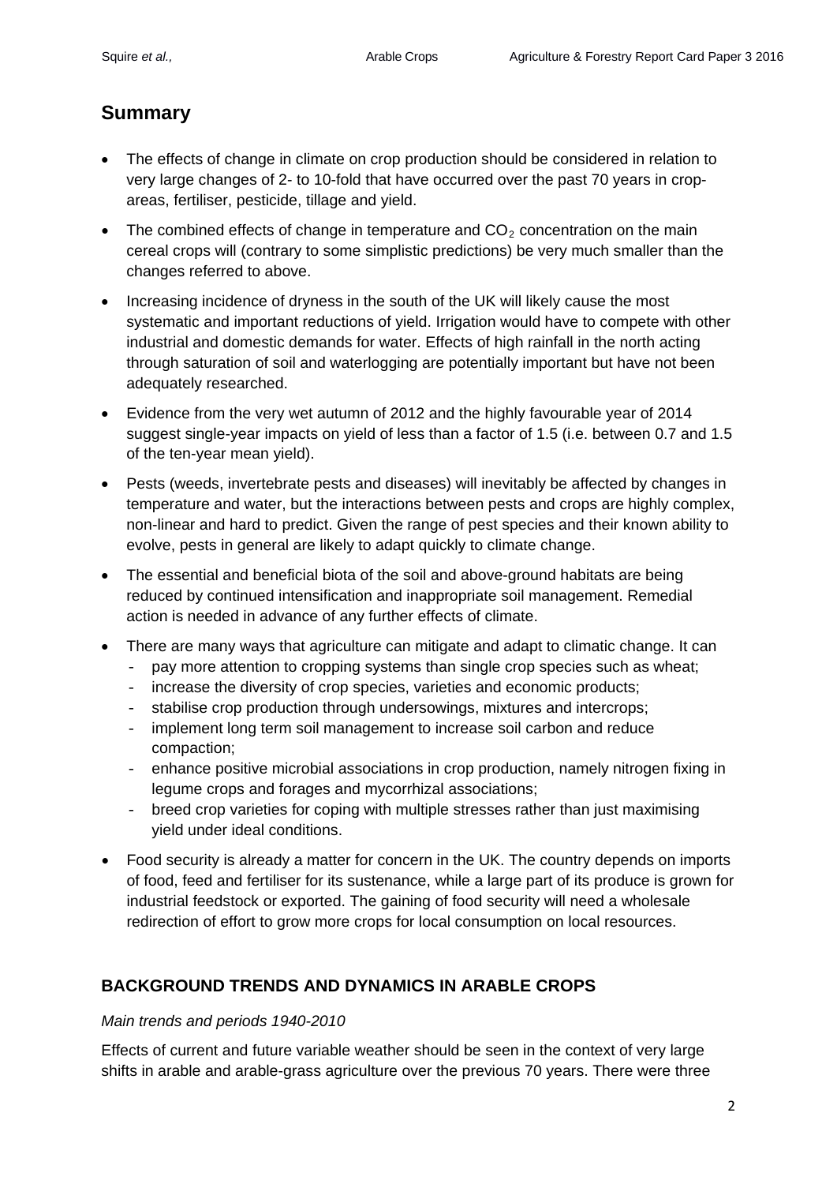## Summary

- The effects of change in climate on crop production should be considered in relation to very large changes of 2- to 10-fold that have occurred over the past 70 years in crop-areas, fertiliser, pesticide, tillage and yield.
- The combined effects of change in temperature and $CO_2$ concentration on the main cereal crops will (contrary to some simplistic predictions) be very much smaller than the changes referred to above.
- Increasing incidence of dryness in the south of the UK will likely cause the most systematic and important reductions of yield. Irrigation would have to compete with other industrial and domestic demands for water. Effects of high rainfall in the north acting through saturation of soil and waterlogging are potentially important but have not been adequately researched.
- Evidence from the very wet autumn of 2012 and the highly favourable year of 2014 suggest single-year impacts on yield of less than a factor of 1.5 (i.e. between 0.7 and 1.5 of the ten-year mean yield).
- Pests (weeds, invertebrate pests and diseases) will inevitably be affected by changes in temperature and water, but the interactions between pests and crops are highly complex, non-linear and hard to predict. Given the range of pest species and their known ability to evolve, pests in general are likely to adapt quickly to climate change.
- The essential and beneficial biota of the soil and above-ground habitats are being reduced by continued intensification and inappropriate soil management. Remedial action is needed in advance of any further effects of climate.
- There are many ways that agriculture can mitigate and adapt to climatic change. It can
  - pay more attention to cropping systems than single crop species such as wheat;
  - increase the diversity of crop species, varieties and economic products;
  - stabilise crop production through undersowings, mixtures and intercrops;
  - implement long term soil management to increase soil carbon and reduce compaction;
  - enhance positive microbial associations in crop production, namely nitrogen fixing in legume crops and forages and mycorrhizal associations;
  - breed crop varieties for coping with multiple stresses rather than just maximising yield under ideal conditions.
- Food security is already a matter for concern in the UK. The country depends on imports of food, feed and fertiliser for its sustenance, while a large part of its produce is grown for industrial feedstock or exported. The gaining of food security will need a wholesale redirection of effort to grow more crops for local consumption on local resources.

### BACKGROUND TRENDS AND DYNAMICS IN ARABLE CROPS

*Main trends and periods 1940-2010*

Effects of current and future variable weather should be seen in the context of very large shifts in arable and arable-grass agriculture over the previous 70 years. There were three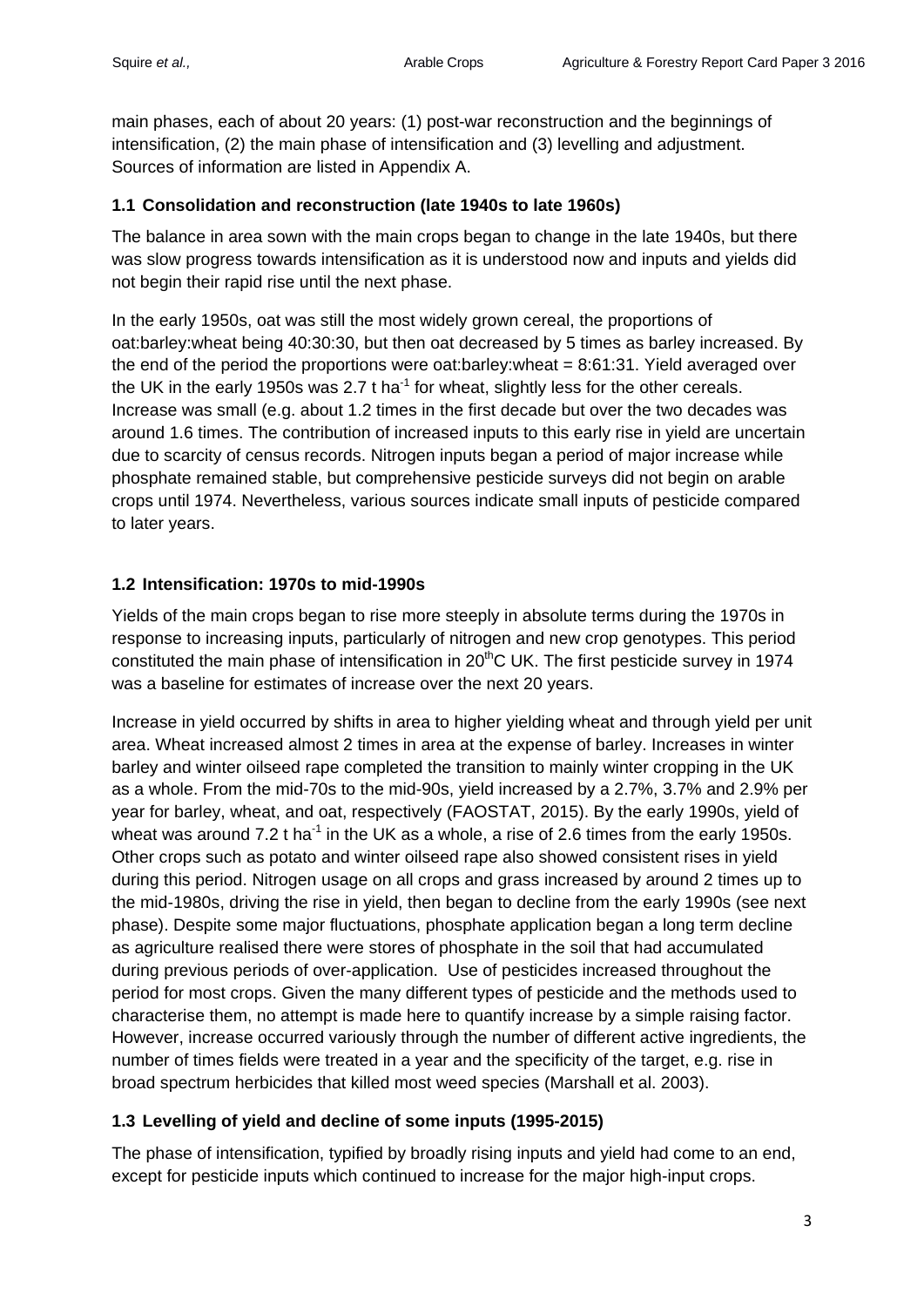main phases, each of about 20 years: (1) post-war reconstruction and the beginnings of intensification, (2) the main phase of intensification and (3) levelling and adjustment. Sources of information are listed in Appendix A.

### 1.1 Consolidation and reconstruction (late 1940s to late 1960s)

The balance in area sown with the main crops began to change in the late 1940s, but there was slow progress towards intensification as it is understood now and inputs and yields did not begin their rapid rise until the next phase.

In the early 1950s, oat was still the most widely grown cereal, the proportions of oat:barley:wheat being 40:30:30, but then oat decreased by 5 times as barley increased. By the end of the period the proportions were oat:barley:wheat = 8:61:31. Yield averaged over the UK in the early 1950s was 2.7 t ha$^{-1}$ for wheat, slightly less for the other cereals. Increase was small (e.g. about 1.2 times in the first decade but over the two decades was around 1.6 times. The contribution of increased inputs to this early rise in yield are uncertain due to scarcity of census records. Nitrogen inputs began a period of major increase while phosphate remained stable, but comprehensive pesticide surveys did not begin on arable crops until 1974. Nevertheless, various sources indicate small inputs of pesticide compared to later years.

### 1.2 Intensification: 1970s to mid-1990s

Yields of the main crops began to rise more steeply in absolute terms during the 1970s in response to increasing inputs, particularly of nitrogen and new crop genotypes. This period constituted the main phase of intensification in 20$^{th}$C UK. The first pesticide survey in 1974 was a baseline for estimates of increase over the next 20 years.

Increase in yield occurred by shifts in area to higher yielding wheat and through yield per unit area. Wheat increased almost 2 times in area at the expense of barley. Increases in winter barley and winter oilseed rape completed the transition to mainly winter cropping in the UK as a whole. From the mid-70s to the mid-90s, yield increased by a 2.7%, 3.7% and 2.9% per year for barley, wheat, and oat, respectively (FAOSTAT, 2015). By the early 1990s, yield of wheat was around 7.2 t ha$^{-1}$ in the UK as a whole, a rise of 2.6 times from the early 1950s. Other crops such as potato and winter oilseed rape also showed consistent rises in yield during this period. Nitrogen usage on all crops and grass increased by around 2 times up to the mid-1980s, driving the rise in yield, then began to decline from the early 1990s (see next phase). Despite some major fluctuations, phosphate application began a long term decline as agriculture realised there were stores of phosphate in the soil that had accumulated during previous periods of over-application. Use of pesticides increased throughout the period for most crops. Given the many different types of pesticide and the methods used to characterise them, no attempt is made here to quantify increase by a simple raising factor. However, increase occurred variously through the number of different active ingredients, the number of times fields were treated in a year and the specificity of the target, e.g. rise in broad spectrum herbicides that killed most weed species (Marshall et al. 2003).

### 1.3 Levelling of yield and decline of some inputs (1995-2015)

The phase of intensification, typified by broadly rising inputs and yield had come to an end, except for pesticide inputs which continued to increase for the major high-input crops.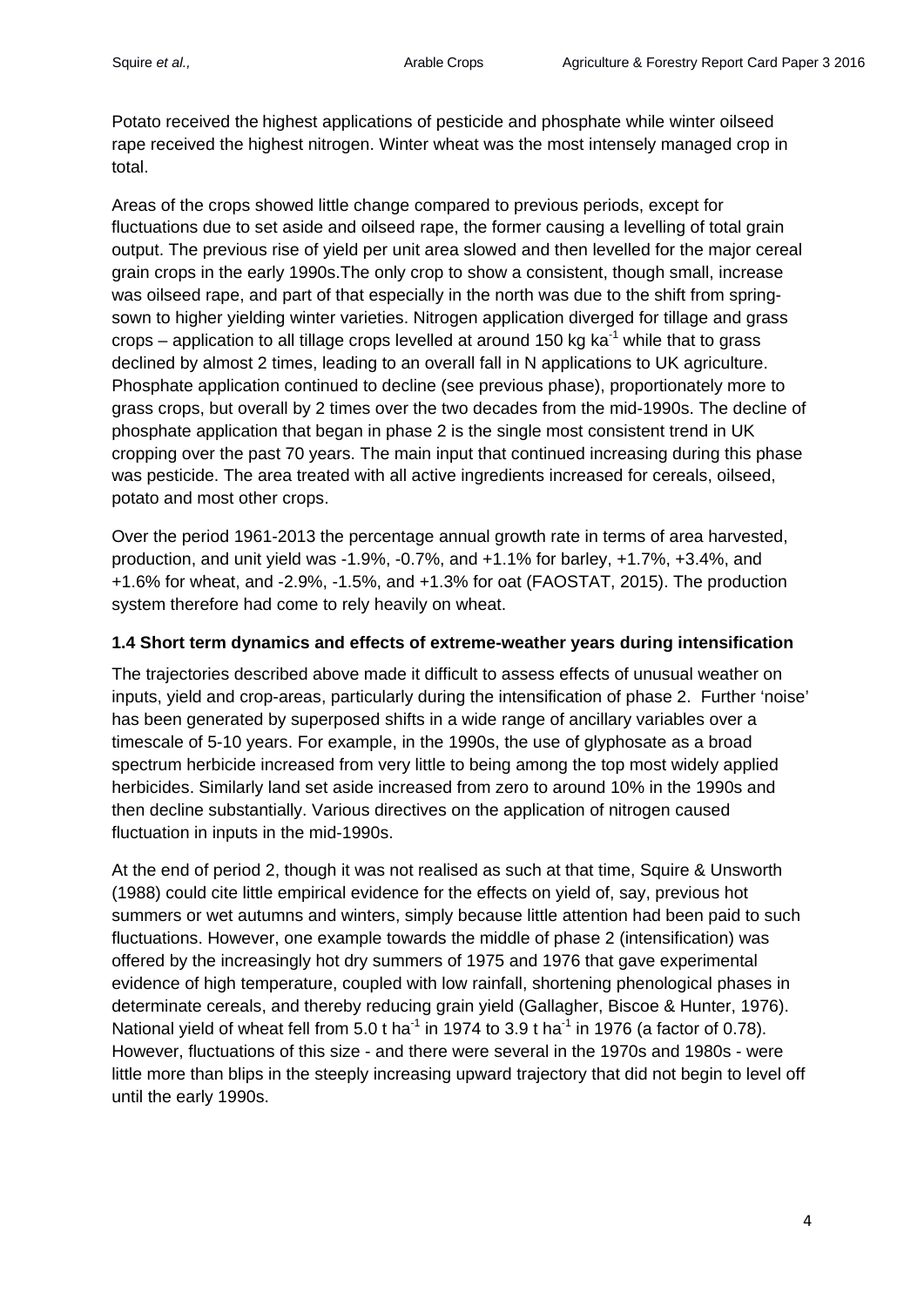Potato received the highest applications of pesticide and phosphate while winter oilseed rape received the highest nitrogen. Winter wheat was the most intensely managed crop in total.

Areas of the crops showed little change compared to previous periods, except for fluctuations due to set aside and oilseed rape, the former causing a levelling of total grain output. The previous rise of yield per unit area slowed and then levelled for the major cereal grain crops in the early 1990s.The only crop to show a consistent, though small, increase was oilseed rape, and part of that especially in the north was due to the shift from spring-sown to higher yielding winter varieties. Nitrogen application diverged for tillage and grass crops – application to all tillage crops levelled at around 150 kg $ka^{-1}$ while that to grass declined by almost 2 times, leading to an overall fall in N applications to UK agriculture. Phosphate application continued to decline (see previous phase), proportionately more to grass crops, but overall by 2 times over the two decades from the mid-1990s. The decline of phosphate application that began in phase 2 is the single most consistent trend in UK cropping over the past 70 years. The main input that continued increasing during this phase was pesticide. The area treated with all active ingredients increased for cereals, oilseed, potato and most other crops.

Over the period 1961-2013 the percentage annual growth rate in terms of area harvested, production, and unit yield was -1.9%, -0.7%, and +1.1% for barley, +1.7%, +3.4%, and +1.6% for wheat, and -2.9%, -1.5%, and +1.3% for oat (FAOSTAT, 2015). The production system therefore had come to rely heavily on wheat.

### 1.4 Short term dynamics and effects of extreme-weather years during intensification

The trajectories described above made it difficult to assess effects of unusual weather on inputs, yield and crop-areas, particularly during the intensification of phase 2. Further 'noise' has been generated by superposed shifts in a wide range of ancillary variables over a timescale of 5-10 years. For example, in the 1990s, the use of glyphosate as a broad spectrum herbicide increased from very little to being among the top most widely applied herbicides. Similarly land set aside increased from zero to around 10% in the 1990s and then decline substantially. Various directives on the application of nitrogen caused fluctuation in inputs in the mid-1990s.

At the end of period 2, though it was not realised as such at that time, Squire & Unsworth (1988) could cite little empirical evidence for the effects on yield of, say, previous hot summers or wet autumns and winters, simply because little attention had been paid to such fluctuations. However, one example towards the middle of phase 2 (intensification) was offered by the increasingly hot dry summers of 1975 and 1976 that gave experimental evidence of high temperature, coupled with low rainfall, shortening phenological phases in determinate cereals, and thereby reducing grain yield (Gallagher, Biscoe & Hunter, 1976). National yield of wheat fell from 5.0 t $ha^{-1}$ in 1974 to 3.9 t $ha^{-1}$ in 1976 (a factor of 0.78). However, fluctuations of this size - and there were several in the 1970s and 1980s - were little more than blips in the steeply increasing upward trajectory that did not begin to level off until the early 1990s.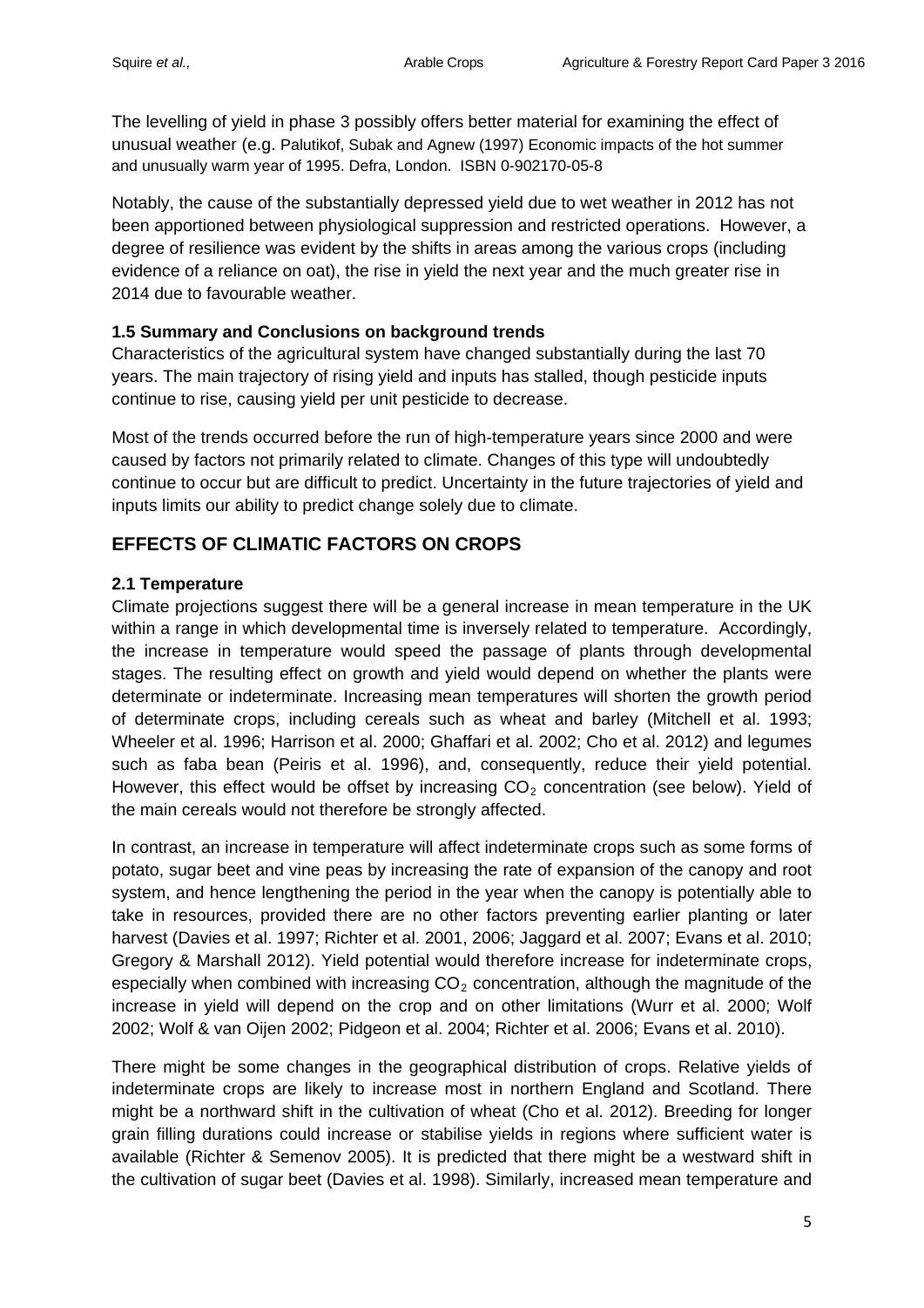The levelling of yield in phase 3 possibly offers better material for examining the effect of unusual weather (e.g. Palutikof, Subak and Agnew (1997) Economic impacts of the hot summer and unusually warm year of 1995. Defra, London. ISBN 0-902170-05-8

Notably, the cause of the substantially depressed yield due to wet weather in 2012 has not been apportioned between physiological suppression and restricted operations. However, a degree of resilience was evident by the shifts in areas among the various crops (including evidence of a reliance on oat), the rise in yield the next year and the much greater rise in 2014 due to favourable weather.

### 1.5 Summary and Conclusions on background trends

Characteristics of the agricultural system have changed substantially during the last 70 years. The main trajectory of rising yield and inputs has stalled, though pesticide inputs continue to rise, causing yield per unit pesticide to decrease.

Most of the trends occurred before the run of high-temperature years since 2000 and were caused by factors not primarily related to climate. Changes of this type will undoubtedly continue to occur but are difficult to predict. Uncertainty in the future trajectories of yield and inputs limits our ability to predict change solely due to climate.

## EFFECTS OF CLIMATIC FACTORS ON CROPS

### 2.1 Temperature

Climate projections suggest there will be a general increase in mean temperature in the UK within a range in which developmental time is inversely related to temperature. Accordingly, the increase in temperature would speed the passage of plants through developmental stages. The resulting effect on growth and yield would depend on whether the plants were determinate or indeterminate. Increasing mean temperatures will shorten the growth period of determinate crops, including cereals such as wheat and barley (Mitchell et al. 1993; Wheeler et al. 1996; Harrison et al. 2000; Ghaffari et al. 2002; Cho et al. 2012) and legumes such as faba bean (Peiris et al. 1996), and, consequently, reduce their yield potential. However, this effect would be offset by increasing $CO_2$ concentration (see below). Yield of the main cereals would not therefore be strongly affected.

In contrast, an increase in temperature will affect indeterminate crops such as some forms of potato, sugar beet and vine peas by increasing the rate of expansion of the canopy and root system, and hence lengthening the period in the year when the canopy is potentially able to take in resources, provided there are no other factors preventing earlier planting or later harvest (Davies et al. 1997; Richter et al. 2001, 2006; Jaggard et al. 2007; Evans et al. 2010; Gregory & Marshall 2012). Yield potential would therefore increase for indeterminate crops, especially when combined with increasing $CO_2$ concentration, although the magnitude of the increase in yield will depend on the crop and on other limitations (Wurr et al. 2000; Wolf 2002; Wolf & van Oijen 2002; Pidgeon et al. 2004; Richter et al. 2006; Evans et al. 2010).

There might be some changes in the geographical distribution of crops. Relative yields of indeterminate crops are likely to increase most in northern England and Scotland. There might be a northward shift in the cultivation of wheat (Cho et al. 2012). Breeding for longer grain filling durations could increase or stabilise yields in regions where sufficient water is available (Richter & Semenov 2005). It is predicted that there might be a westward shift in the cultivation of sugar beet (Davies et al. 1998). Similarly, increased mean temperature and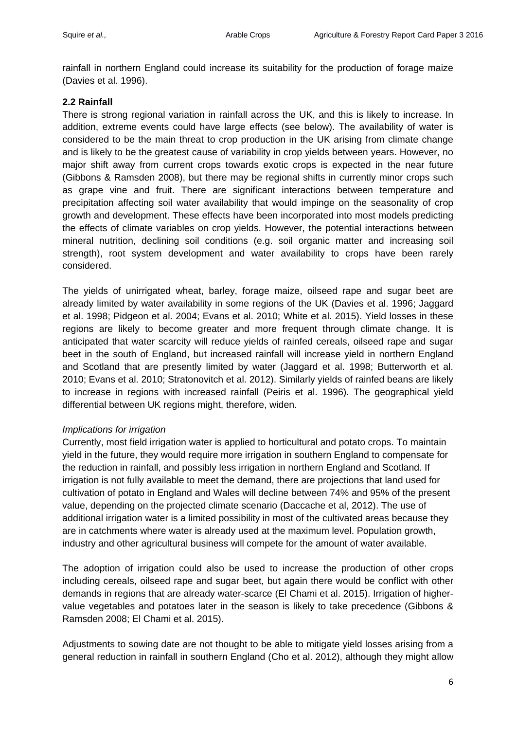rainfall in northern England could increase its suitability for the production of forage maize (Davies et al. 1996).

### 2.2 Rainfall

There is strong regional variation in rainfall across the UK, and this is likely to increase. In addition, extreme events could have large effects (see below). The availability of water is considered to be the main threat to crop production in the UK arising from climate change and is likely to be the greatest cause of variability in crop yields between years. However, no major shift away from current crops towards exotic crops is expected in the near future (Gibbons & Ramsden 2008), but there may be regional shifts in currently minor crops such as grape vine and fruit. There are significant interactions between temperature and precipitation affecting soil water availability that would impinge on the seasonality of crop growth and development. These effects have been incorporated into most models predicting the effects of climate variables on crop yields. However, the potential interactions between mineral nutrition, declining soil conditions (e.g. soil organic matter and increasing soil strength), root system development and water availability to crops have been rarely considered.

The yields of unirrigated wheat, barley, forage maize, oilseed rape and sugar beet are already limited by water availability in some regions of the UK (Davies et al. 1996; Jaggard et al. 1998; Pidgeon et al. 2004; Evans et al. 2010; White et al. 2015). Yield losses in these regions are likely to become greater and more frequent through climate change. It is anticipated that water scarcity will reduce yields of rainfed cereals, oilseed rape and sugar beet in the south of England, but increased rainfall will increase yield in northern England and Scotland that are presently limited by water (Jaggard et al. 1998; Butterworth et al. 2010; Evans et al. 2010; Stratonovitch et al. 2012). Similarly yields of rainfed beans are likely to increase in regions with increased rainfall (Peiris et al. 1996). The geographical yield differential between UK regions might, therefore, widen.

*Implications for irrigation*

Currently, most field irrigation water is applied to horticultural and potato crops. To maintain yield in the future, they would require more irrigation in southern England to compensate for the reduction in rainfall, and possibly less irrigation in northern England and Scotland. If irrigation is not fully available to meet the demand, there are projections that land used for cultivation of potato in England and Wales will decline between 74% and 95% of the present value, depending on the projected climate scenario (Daccache et al, 2012). The use of additional irrigation water is a limited possibility in most of the cultivated areas because they are in catchments where water is already used at the maximum level. Population growth, industry and other agricultural business will compete for the amount of water available.

The adoption of irrigation could also be used to increase the production of other crops including cereals, oilseed rape and sugar beet, but again there would be conflict with other demands in regions that are already water-scarce (El Chami et al. 2015). Irrigation of higher-value vegetables and potatoes later in the season is likely to take precedence (Gibbons & Ramsden 2008; El Chami et al. 2015).

Adjustments to sowing date are not thought to be able to mitigate yield losses arising from a general reduction in rainfall in southern England (Cho et al. 2012), although they might allow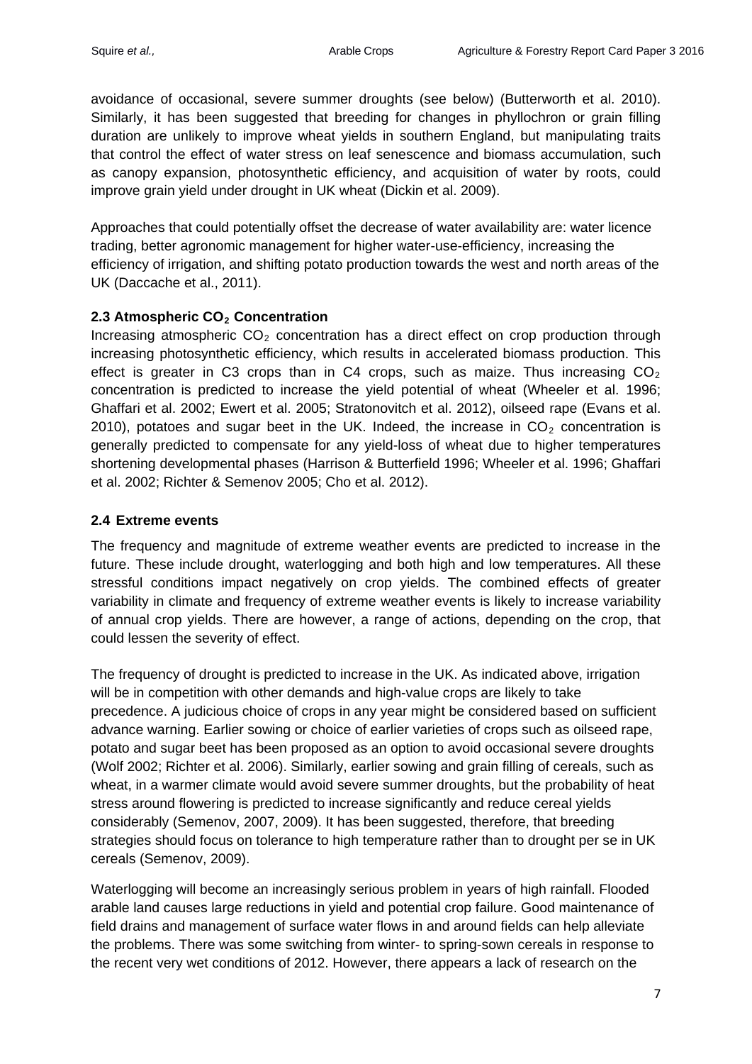avoidance of occasional, severe summer droughts (see below) (Butterworth et al. 2010). Similarly, it has been suggested that breeding for changes in phyllochron or grain filling duration are unlikely to improve wheat yields in southern England, but manipulating traits that control the effect of water stress on leaf senescence and biomass accumulation, such as canopy expansion, photosynthetic efficiency, and acquisition of water by roots, could improve grain yield under drought in UK wheat (Dickin et al. 2009).

Approaches that could potentially offset the decrease of water availability are: water licence trading, better agronomic management for higher water-use-efficiency, increasing the efficiency of irrigation, and shifting potato production towards the west and north areas of the UK (Daccache et al., 2011).

### 2.3 Atmospheric $CO_2$ Concentration

Increasing atmospheric $CO_2$ concentration has a direct effect on crop production through increasing photosynthetic efficiency, which results in accelerated biomass production. This effect is greater in C3 crops than in C4 crops, such as maize. Thus increasing $CO_2$ concentration is predicted to increase the yield potential of wheat (Wheeler et al. 1996; Ghaffari et al. 2002; Ewert et al. 2005; Stratonovitch et al. 2012), oilseed rape (Evans et al. 2010), potatoes and sugar beet in the UK. Indeed, the increase in $CO_2$ concentration is generally predicted to compensate for any yield-loss of wheat due to higher temperatures shortening developmental phases (Harrison & Butterfield 1996; Wheeler et al. 1996; Ghaffari et al. 2002; Richter & Semenov 2005; Cho et al. 2012).

### 2.4 Extreme events

The frequency and magnitude of extreme weather events are predicted to increase in the future. These include drought, waterlogging and both high and low temperatures. All these stressful conditions impact negatively on crop yields. The combined effects of greater variability in climate and frequency of extreme weather events is likely to increase variability of annual crop yields. There are however, a range of actions, depending on the crop, that could lessen the severity of effect.

The frequency of drought is predicted to increase in the UK. As indicated above, irrigation will be in competition with other demands and high-value crops are likely to take precedence. A judicious choice of crops in any year might be considered based on sufficient advance warning. Earlier sowing or choice of earlier varieties of crops such as oilseed rape, potato and sugar beet has been proposed as an option to avoid occasional severe droughts (Wolf 2002; Richter et al. 2006). Similarly, earlier sowing and grain filling of cereals, such as wheat, in a warmer climate would avoid severe summer droughts, but the probability of heat stress around flowering is predicted to increase significantly and reduce cereal yields considerably (Semenov, 2007, 2009). It has been suggested, therefore, that breeding strategies should focus on tolerance to high temperature rather than to drought per se in UK cereals (Semenov, 2009).

Waterlogging will become an increasingly serious problem in years of high rainfall. Flooded arable land causes large reductions in yield and potential crop failure. Good maintenance of field drains and management of surface water flows in and around fields can help alleviate the problems. There was some switching from winter- to spring-sown cereals in response to the recent very wet conditions of 2012. However, there appears a lack of research on the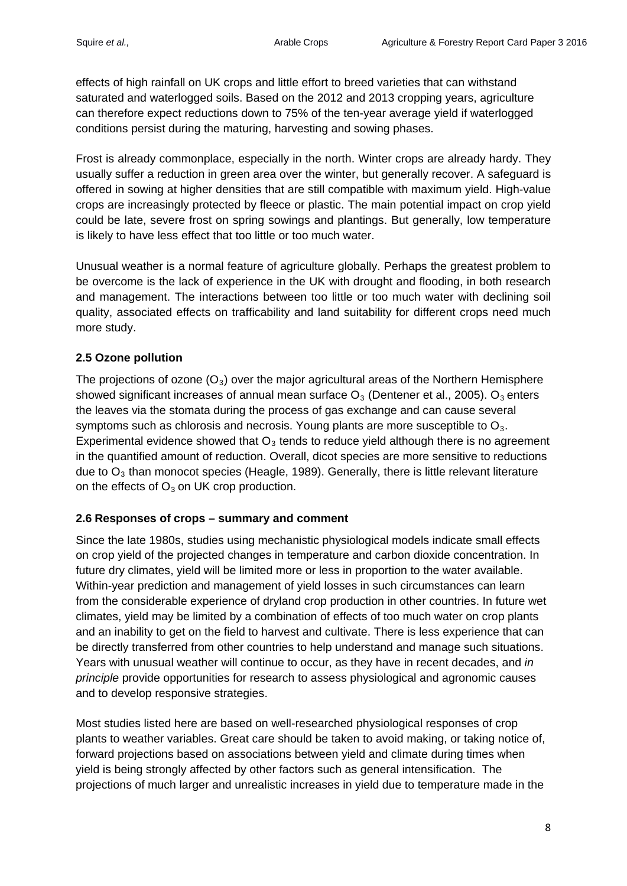effects of high rainfall on UK crops and little effort to breed varieties that can withstand saturated and waterlogged soils. Based on the 2012 and 2013 cropping years, agriculture can therefore expect reductions down to 75% of the ten-year average yield if waterlogged conditions persist during the maturing, harvesting and sowing phases.

Frost is already commonplace, especially in the north. Winter crops are already hardy. They usually suffer a reduction in green area over the winter, but generally recover. A safeguard is offered in sowing at higher densities that are still compatible with maximum yield. High-value crops are increasingly protected by fleece or plastic. The main potential impact on crop yield could be late, severe frost on spring sowings and plantings. But generally, low temperature is likely to have less effect that too little or too much water.

Unusual weather is a normal feature of agriculture globally. Perhaps the greatest problem to be overcome is the lack of experience in the UK with drought and flooding, in both research and management. The interactions between too little or too much water with declining soil quality, associated effects on trafficability and land suitability for different crops need much more study.

### 2.5 Ozone pollution

The projections of ozone ($O_3$) over the major agricultural areas of the Northern Hemisphere showed significant increases of annual mean surface $O_3$ (Dentener et al., 2005). $O_3$ enters the leaves via the stomata during the process of gas exchange and can cause several symptoms such as chlorosis and necrosis. Young plants are more susceptible to $O_3$. Experimental evidence showed that $O_3$ tends to reduce yield although there is no agreement in the quantified amount of reduction. Overall, dicot species are more sensitive to reductions due to $O_3$ than monocot species (Heagle, 1989). Generally, there is little relevant literature on the effects of $O_3$ on UK crop production.

### 2.6 Responses of crops – summary and comment

Since the late 1980s, studies using mechanistic physiological models indicate small effects on crop yield of the projected changes in temperature and carbon dioxide concentration. In future dry climates, yield will be limited more or less in proportion to the water available. Within-year prediction and management of yield losses in such circumstances can learn from the considerable experience of dryland crop production in other countries. In future wet climates, yield may be limited by a combination of effects of too much water on crop plants and an inability to get on the field to harvest and cultivate. There is less experience that can be directly transferred from other countries to help understand and manage such situations. Years with unusual weather will continue to occur, as they have in recent decades, and *in principle* provide opportunities for research to assess physiological and agronomic causes and to develop responsive strategies.

Most studies listed here are based on well-researched physiological responses of crop plants to weather variables. Great care should be taken to avoid making, or taking notice of, forward projections based on associations between yield and climate during times when yield is being strongly affected by other factors such as general intensification. The projections of much larger and unrealistic increases in yield due to temperature made in the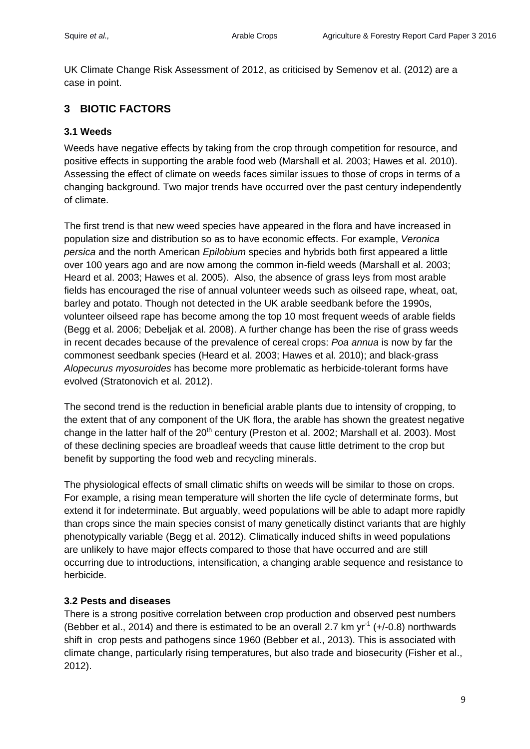UK Climate Change Risk Assessment of 2012, as criticised by Semenov et al. (2012) are a case in point.

## 3 BIOTIC FACTORS

### 3.1 Weeds

Weeds have negative effects by taking from the crop through competition for resource, and positive effects in supporting the arable food web (Marshall et al. 2003; Hawes et al. 2010). Assessing the effect of climate on weeds faces similar issues to those of crops in terms of a changing background. Two major trends have occurred over the past century independently of climate.

The first trend is that new weed species have appeared in the flora and have increased in population size and distribution so as to have economic effects. For example, *Veronica persica* and the north American *Epilobium* species and hybrids both first appeared a little over 100 years ago and are now among the common in-field weeds (Marshall et al. 2003; Heard et al. 2003; Hawes et al. 2005). Also, the absence of grass leys from most arable fields has encouraged the rise of annual volunteer weeds such as oilseed rape, wheat, oat, barley and potato. Though not detected in the UK arable seedbank before the 1990s, volunteer oilseed rape has become among the top 10 most frequent weeds of arable fields (Begg et al. 2006; Debeljak et al. 2008). A further change has been the rise of grass weeds in recent decades because of the prevalence of cereal crops: *Poa annua* is now by far the commonest seedbank species (Heard et al. 2003; Hawes et al. 2010); and black-grass *Alopecurus myosuroides* has become more problematic as herbicide-tolerant forms have evolved (Stratonovich et al. 2012).

The second trend is the reduction in beneficial arable plants due to intensity of cropping, to the extent that of any component of the UK flora, the arable has shown the greatest negative change in the latter half of the 20$^{th}$ century (Preston et al. 2002; Marshall et al. 2003). Most of these declining species are broadleaf weeds that cause little detriment to the crop but benefit by supporting the food web and recycling minerals.

The physiological effects of small climatic shifts on weeds will be similar to those on crops. For example, a rising mean temperature will shorten the life cycle of determinate forms, but extend it for indeterminate. But arguably, weed populations will be able to adapt more rapidly than crops since the main species consist of many genetically distinct variants that are highly phenotypically variable (Begg et al. 2012). Climatically induced shifts in weed populations are unlikely to have major effects compared to those that have occurred and are still occurring due to introductions, intensification, a changing arable sequence and resistance to herbicide.

### 3.2 Pests and diseases

There is a strong positive correlation between crop production and observed pest numbers (Bebber et al., 2014) and there is estimated to be an overall 2.7 km yr$^{-1}$ (+/-0.8) northwards shift in crop pests and pathogens since 1960 (Bebber et al., 2013). This is associated with climate change, particularly rising temperatures, but also trade and biosecurity (Fisher et al., 2012).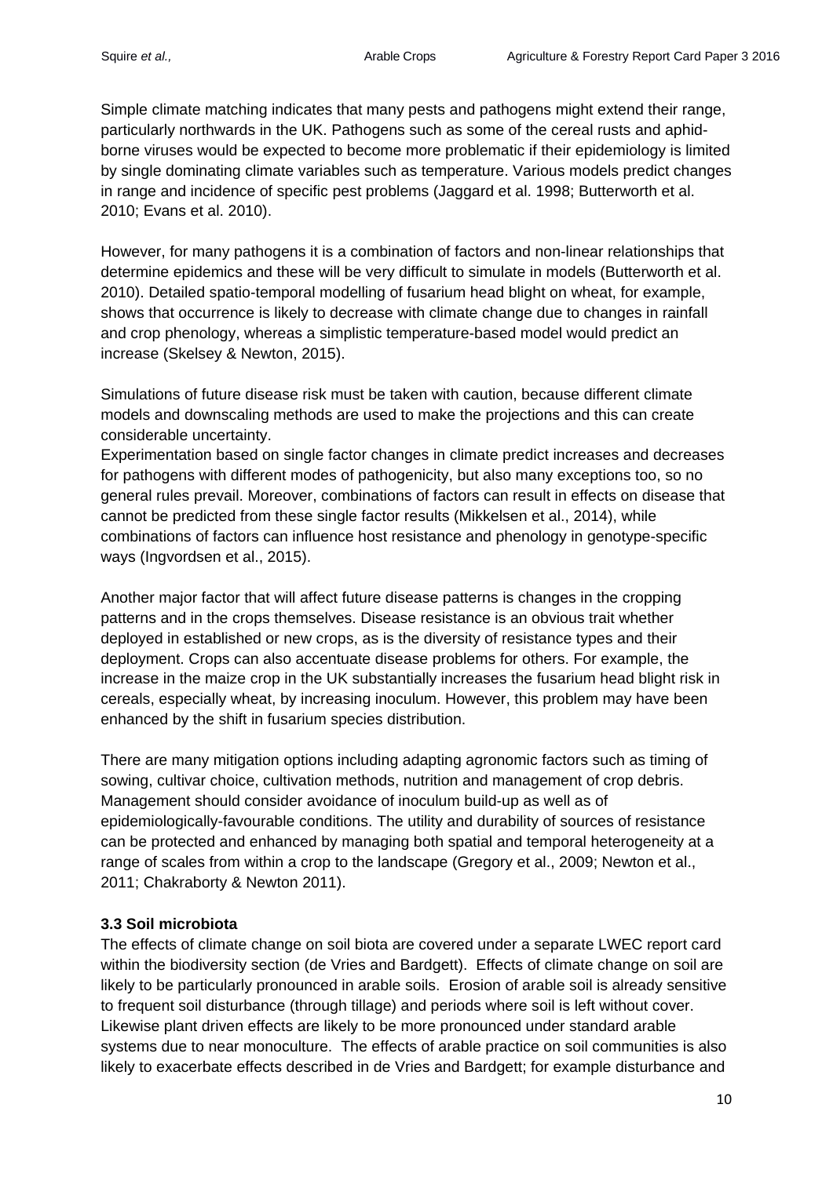Simple climate matching indicates that many pests and pathogens might extend their range, particularly northwards in the UK. Pathogens such as some of the cereal rusts and aphid-borne viruses would be expected to become more problematic if their epidemiology is limited by single dominating climate variables such as temperature. Various models predict changes in range and incidence of specific pest problems (Jaggard et al. 1998; Butterworth et al. 2010; Evans et al. 2010).

However, for many pathogens it is a combination of factors and non-linear relationships that determine epidemics and these will be very difficult to simulate in models (Butterworth et al. 2010). Detailed spatio-temporal modelling of fusarium head blight on wheat, for example, shows that occurrence is likely to decrease with climate change due to changes in rainfall and crop phenology, whereas a simplistic temperature-based model would predict an increase (Skelsey & Newton, 2015).

Simulations of future disease risk must be taken with caution, because different climate models and downscaling methods are used to make the projections and this can create considerable uncertainty.
Experimentation based on single factor changes in climate predict increases and decreases for pathogens with different modes of pathogenicity, but also many exceptions too, so no general rules prevail. Moreover, combinations of factors can result in effects on disease that cannot be predicted from these single factor results (Mikkelsen et al., 2014), while combinations of factors can influence host resistance and phenology in genotype-specific ways (Ingvordsen et al., 2015).

Another major factor that will affect future disease patterns is changes in the cropping patterns and in the crops themselves. Disease resistance is an obvious trait whether deployed in established or new crops, as is the diversity of resistance types and their deployment. Crops can also accentuate disease problems for others. For example, the increase in the maize crop in the UK substantially increases the fusarium head blight risk in cereals, especially wheat, by increasing inoculum. However, this problem may have been enhanced by the shift in fusarium species distribution.

There are many mitigation options including adapting agronomic factors such as timing of sowing, cultivar choice, cultivation methods, nutrition and management of crop debris. Management should consider avoidance of inoculum build-up as well as of epidemiologically-favourable conditions. The utility and durability of sources of resistance can be protected and enhanced by managing both spatial and temporal heterogeneity at a range of scales from within a crop to the landscape (Gregory et al., 2009; Newton et al., 2011; Chakraborty & Newton 2011).

### 3.3 Soil microbiota

The effects of climate change on soil biota are covered under a separate LWEC report card within the biodiversity section (de Vries and Bardgett). Effects of climate change on soil are likely to be particularly pronounced in arable soils. Erosion of arable soil is already sensitive to frequent soil disturbance (through tillage) and periods where soil is left without cover. Likewise plant driven effects are likely to be more pronounced under standard arable systems due to near monoculture. The effects of arable practice on soil communities is also likely to exacerbate effects described in de Vries and Bardgett; for example disturbance and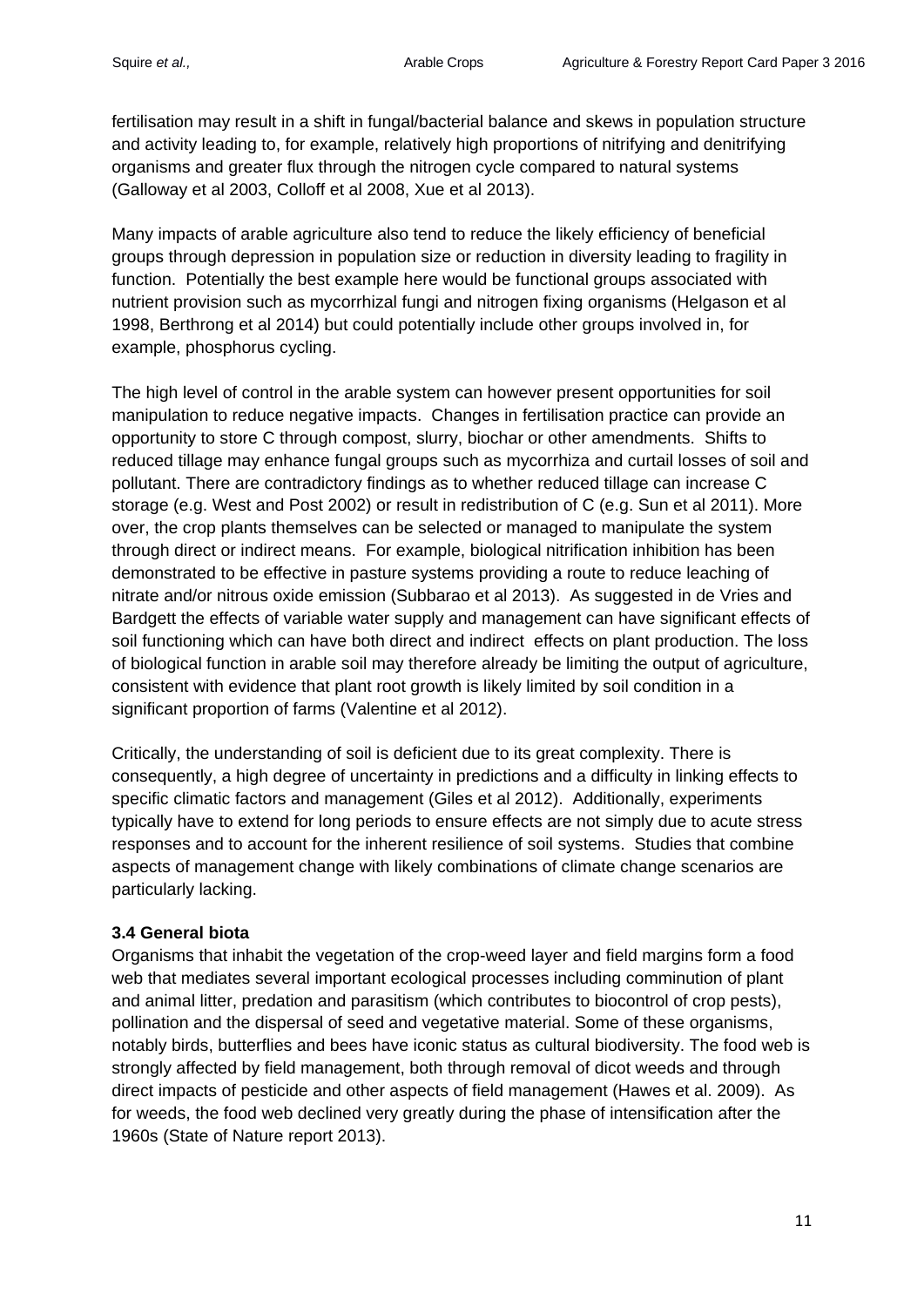fertilisation may result in a shift in fungal/bacterial balance and skews in population structure and activity leading to, for example, relatively high proportions of nitrifying and denitrifying organisms and greater flux through the nitrogen cycle compared to natural systems (Galloway et al 2003, Colloff et al 2008, Xue et al 2013).

Many impacts of arable agriculture also tend to reduce the likely efficiency of beneficial groups through depression in population size or reduction in diversity leading to fragility in function. Potentially the best example here would be functional groups associated with nutrient provision such as mycorrhizal fungi and nitrogen fixing organisms (Helgason et al 1998, Berthrong et al 2014) but could potentially include other groups involved in, for example, phosphorus cycling.

The high level of control in the arable system can however present opportunities for soil manipulation to reduce negative impacts. Changes in fertilisation practice can provide an opportunity to store C through compost, slurry, biochar or other amendments. Shifts to reduced tillage may enhance fungal groups such as mycorrhiza and curtail losses of soil and pollutant. There are contradictory findings as to whether reduced tillage can increase C storage (e.g. West and Post 2002) or result in redistribution of C (e.g. Sun et al 2011). More over, the crop plants themselves can be selected or managed to manipulate the system through direct or indirect means. For example, biological nitrification inhibition has been demonstrated to be effective in pasture systems providing a route to reduce leaching of nitrate and/or nitrous oxide emission (Subbarao et al 2013). As suggested in de Vries and Bardgett the effects of variable water supply and management can have significant effects of soil functioning which can have both direct and indirect effects on plant production. The loss of biological function in arable soil may therefore already be limiting the output of agriculture, consistent with evidence that plant root growth is likely limited by soil condition in a significant proportion of farms (Valentine et al 2012).

Critically, the understanding of soil is deficient due to its great complexity. There is consequently, a high degree of uncertainty in predictions and a difficulty in linking effects to specific climatic factors and management (Giles et al 2012). Additionally, experiments typically have to extend for long periods to ensure effects are not simply due to acute stress responses and to account for the inherent resilience of soil systems. Studies that combine aspects of management change with likely combinations of climate change scenarios are particularly lacking.

### 3.4 General biota

Organisms that inhabit the vegetation of the crop-weed layer and field margins form a food web that mediates several important ecological processes including comminution of plant and animal litter, predation and parasitism (which contributes to biocontrol of crop pests), pollination and the dispersal of seed and vegetative material. Some of these organisms, notably birds, butterflies and bees have iconic status as cultural biodiversity. The food web is strongly affected by field management, both through removal of dicot weeds and through direct impacts of pesticide and other aspects of field management (Hawes et al. 2009). As for weeds, the food web declined very greatly during the phase of intensification after the 1960s (State of Nature report 2013).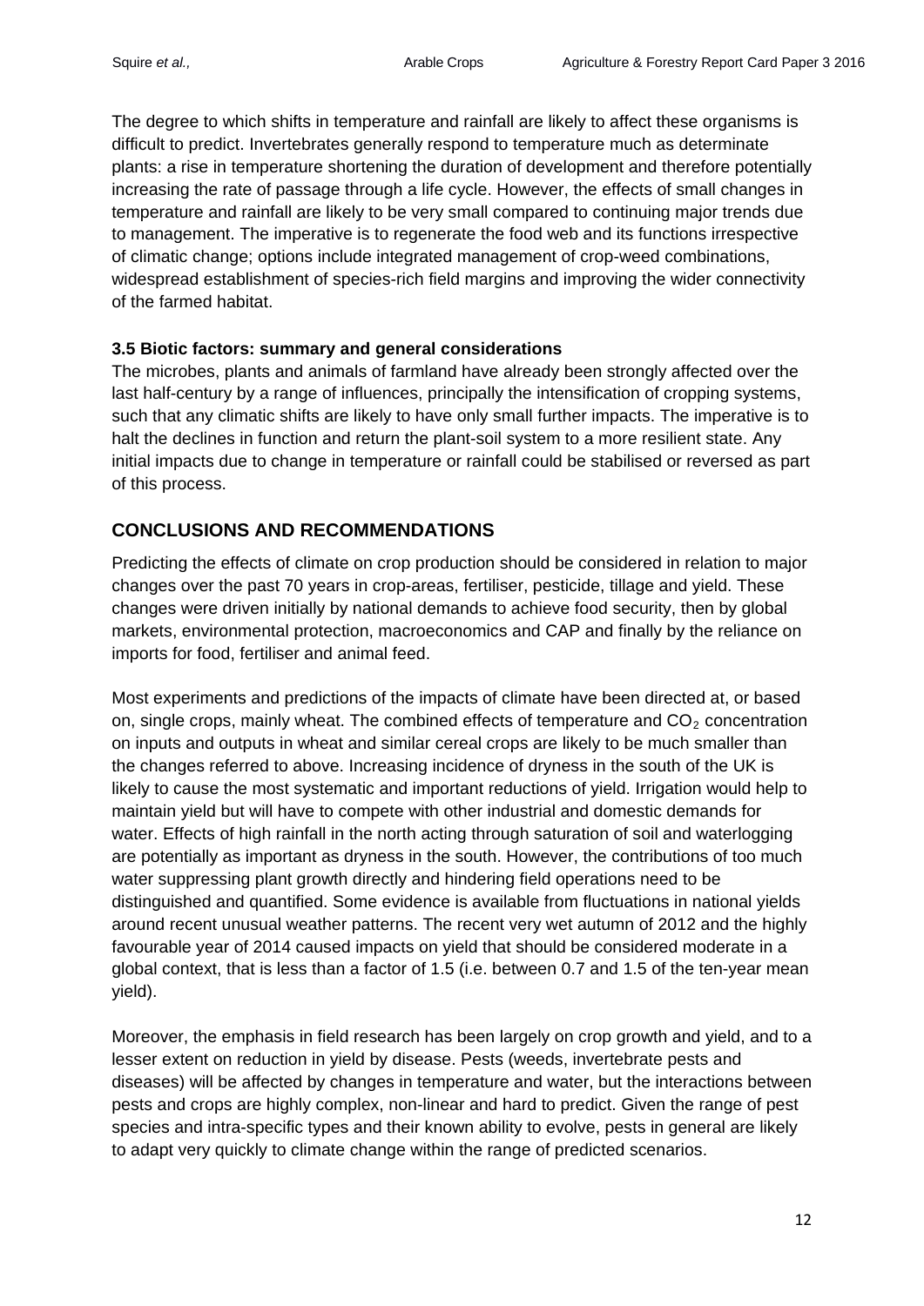The degree to which shifts in temperature and rainfall are likely to affect these organisms is difficult to predict. Invertebrates generally respond to temperature much as determinate plants: a rise in temperature shortening the duration of development and therefore potentially increasing the rate of passage through a life cycle. However, the effects of small changes in temperature and rainfall are likely to be very small compared to continuing major trends due to management. The imperative is to regenerate the food web and its functions irrespective of climatic change; options include integrated management of crop-weed combinations, widespread establishment of species-rich field margins and improving the wider connectivity of the farmed habitat.

### 3.5 Biotic factors: summary and general considerations

The microbes, plants and animals of farmland have already been strongly affected over the last half-century by a range of influences, principally the intensification of cropping systems, such that any climatic shifts are likely to have only small further impacts. The imperative is to halt the declines in function and return the plant-soil system to a more resilient state. Any initial impacts due to change in temperature or rainfall could be stabilised or reversed as part of this process.

## CONCLUSIONS AND RECOMMENDATIONS

Predicting the effects of climate on crop production should be considered in relation to major changes over the past 70 years in crop-areas, fertiliser, pesticide, tillage and yield. These changes were driven initially by national demands to achieve food security, then by global markets, environmental protection, macroeconomics and CAP and finally by the reliance on imports for food, fertiliser and animal feed.

Most experiments and predictions of the impacts of climate have been directed at, or based on, single crops, mainly wheat. The combined effects of temperature and $CO_2$ concentration on inputs and outputs in wheat and similar cereal crops are likely to be much smaller than the changes referred to above. Increasing incidence of dryness in the south of the UK is likely to cause the most systematic and important reductions of yield. Irrigation would help to maintain yield but will have to compete with other industrial and domestic demands for water. Effects of high rainfall in the north acting through saturation of soil and waterlogging are potentially as important as dryness in the south. However, the contributions of too much water suppressing plant growth directly and hindering field operations need to be distinguished and quantified. Some evidence is available from fluctuations in national yields around recent unusual weather patterns. The recent very wet autumn of 2012 and the highly favourable year of 2014 caused impacts on yield that should be considered moderate in a global context, that is less than a factor of 1.5 (i.e. between 0.7 and 1.5 of the ten-year mean yield).

Moreover, the emphasis in field research has been largely on crop growth and yield, and to a lesser extent on reduction in yield by disease. Pests (weeds, invertebrate pests and diseases) will be affected by changes in temperature and water, but the interactions between pests and crops are highly complex, non-linear and hard to predict. Given the range of pest species and intra-specific types and their known ability to evolve, pests in general are likely to adapt very quickly to climate change within the range of predicted scenarios.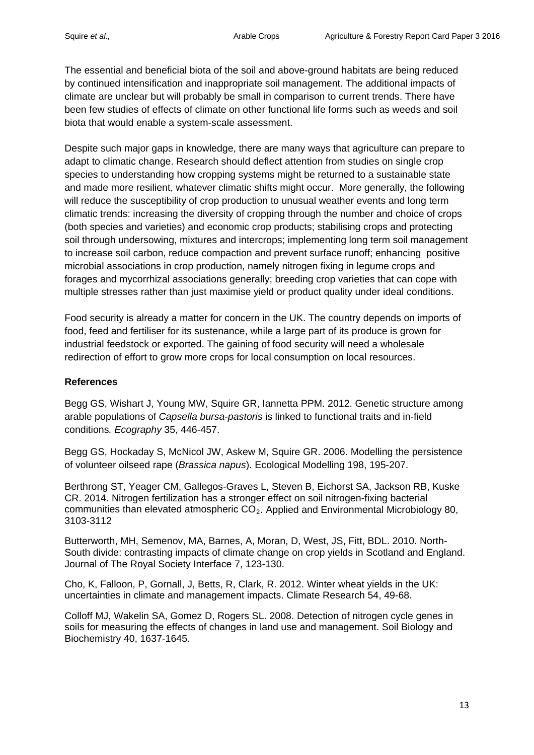The essential and beneficial biota of the soil and above-ground habitats are being reduced by continued intensification and inappropriate soil management. The additional impacts of climate are unclear but will probably be small in comparison to current trends. There have been few studies of effects of climate on other functional life forms such as weeds and soil biota that would enable a system-scale assessment.

Despite such major gaps in knowledge, there are many ways that agriculture can prepare to adapt to climatic change. Research should deflect attention from studies on single crop species to understanding how cropping systems might be returned to a sustainable state and made more resilient, whatever climatic shifts might occur. More generally, the following will reduce the susceptibility of crop production to unusual weather events and long term climatic trends: increasing the diversity of cropping through the number and choice of crops (both species and varieties) and economic crop products; stabilising crops and protecting soil through undersowing, mixtures and intercrops; implementing long term soil management to increase soil carbon, reduce compaction and prevent surface runoff; enhancing positive microbial associations in crop production, namely nitrogen fixing in legume crops and forages and mycorrhizal associations generally; breeding crop varieties that can cope with multiple stresses rather than just maximise yield or product quality under ideal conditions.

Food security is already a matter for concern in the UK. The country depends on imports of food, feed and fertiliser for its sustenance, while a large part of its produce is grown for industrial feedstock or exported. The gaining of food security will need a wholesale redirection of effort to grow more crops for local consumption on local resources.

**References**

Begg GS, Wishart J, Young MW, Squire GR, Iannetta PPM. 2012. Genetic structure among arable populations of *Capsella bursa-pastoris* is linked to functional traits and in-field conditions*. Ecography* 35, 446-457.

Begg GS, Hockaday S, McNicol JW, Askew M, Squire GR. 2006. Modelling the persistence of volunteer oilseed rape (*Brassica napus*). Ecological Modelling 198, 195-207.

Berthrong ST, Yeager CM, Gallegos-Graves L, Steven B, Eichorst SA, Jackson RB, Kuske CR. 2014. Nitrogen fertilization has a stronger effect on soil nitrogen-fixing bacterial communities than elevated atmospheric $CO_2$. Applied and Environmental Microbiology 80, 3103-3112

Butterworth, MH, Semenov, MA, Barnes, A, Moran, D, West, JS, Fitt, BDL. 2010. North-South divide: contrasting impacts of climate change on crop yields in Scotland and England. Journal of The Royal Society Interface 7, 123-130.

Cho, K, Falloon, P, Gornall, J, Betts, R, Clark, R. 2012. Winter wheat yields in the UK: uncertainties in climate and management impacts. Climate Research 54, 49-68.

Colloff MJ, Wakelin SA, Gomez D, Rogers SL. 2008. Detection of nitrogen cycle genes in soils for measuring the effects of changes in land use and management. Soil Biology and Biochemistry 40, 1637-1645.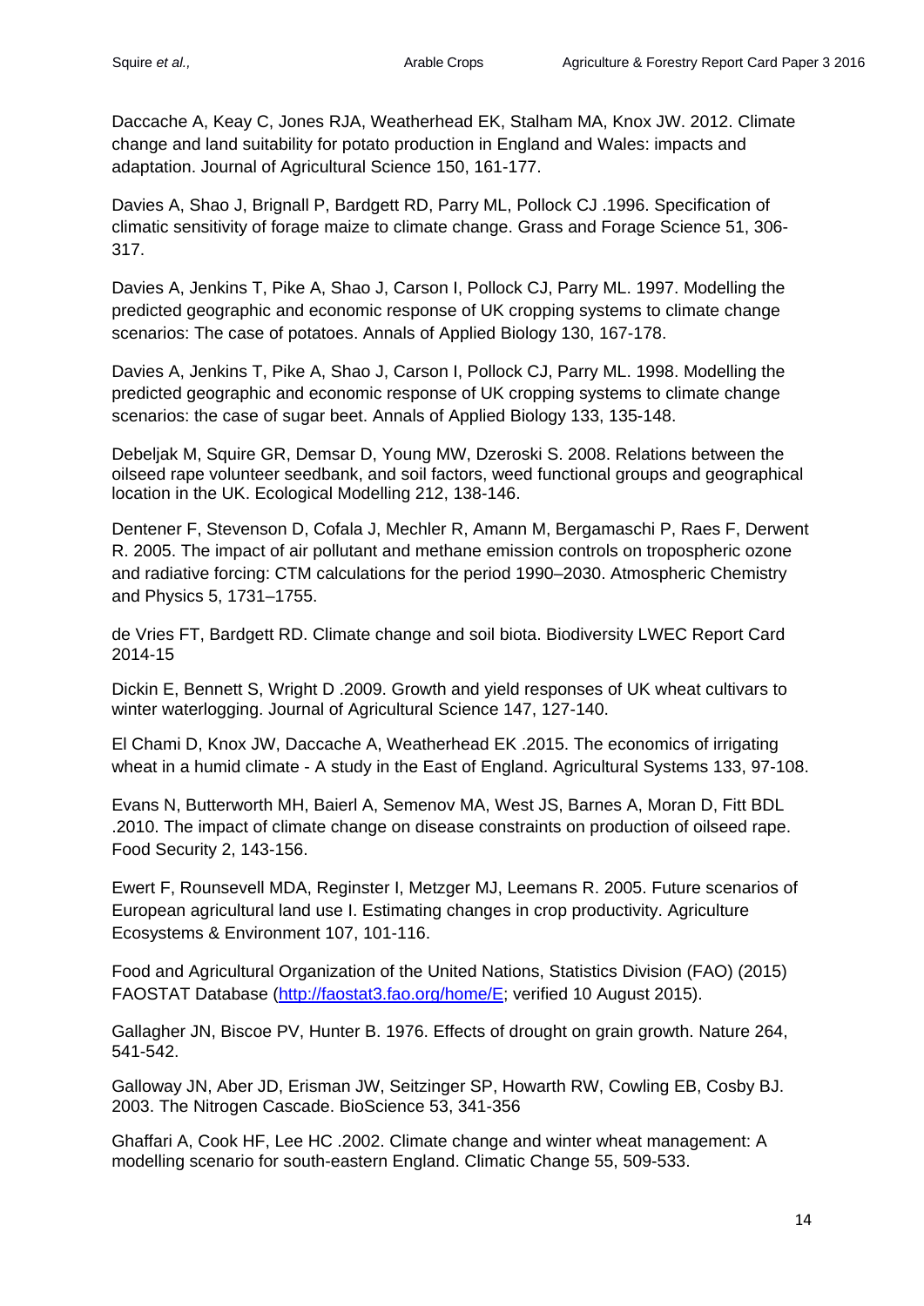Daccache A, Keay C, Jones RJA, Weatherhead EK, Stalham MA, Knox JW. 2012. Climate change and land suitability for potato production in England and Wales: impacts and adaptation. Journal of Agricultural Science 150, 161-177.

Davies A, Shao J, Brignall P, Bardgett RD, Parry ML, Pollock CJ .1996. Specification of climatic sensitivity of forage maize to climate change. Grass and Forage Science 51, 306-317.

Davies A, Jenkins T, Pike A, Shao J, Carson I, Pollock CJ, Parry ML. 1997. Modelling the predicted geographic and economic response of UK cropping systems to climate change scenarios: The case of potatoes. Annals of Applied Biology 130, 167-178.

Davies A, Jenkins T, Pike A, Shao J, Carson I, Pollock CJ, Parry ML. 1998. Modelling the predicted geographic and economic response of UK cropping systems to climate change scenarios: the case of sugar beet. Annals of Applied Biology 133, 135-148.

Debeljak M, Squire GR, Demsar D, Young MW, Dzeroski S. 2008. Relations between the oilseed rape volunteer seedbank, and soil factors, weed functional groups and geographical location in the UK. Ecological Modelling 212, 138-146.

Dentener F, Stevenson D, Cofala J, Mechler R, Amann M, Bergamaschi P, Raes F, Derwent R. 2005. The impact of air pollutant and methane emission controls on tropospheric ozone and radiative forcing: CTM calculations for the period 1990–2030. Atmospheric Chemistry and Physics 5, 1731–1755.

de Vries FT, Bardgett RD. Climate change and soil biota. Biodiversity LWEC Report Card 2014-15

Dickin E, Bennett S, Wright D .2009. Growth and yield responses of UK wheat cultivars to winter waterlogging. Journal of Agricultural Science 147, 127-140.

El Chami D, Knox JW, Daccache A, Weatherhead EK .2015. The economics of irrigating wheat in a humid climate - A study in the East of England. Agricultural Systems 133, 97-108.

Evans N, Butterworth MH, Baierl A, Semenov MA, West JS, Barnes A, Moran D, Fitt BDL .2010. The impact of climate change on disease constraints on production of oilseed rape. Food Security 2, 143-156.

Ewert F, Rounsevell MDA, Reginster I, Metzger MJ, Leemans R. 2005. Future scenarios of European agricultural land use I. Estimating changes in crop productivity. Agriculture Ecosystems & Environment 107, 101-116.

Food and Agricultural Organization of the United Nations, Statistics Division (FAO) (2015) FAOSTAT Database (http://faostat3.fao.org/home/E; verified 10 August 2015).

Gallagher JN, Biscoe PV, Hunter B. 1976. Effects of drought on grain growth. Nature 264, 541-542.

Galloway JN, Aber JD, Erisman JW, Seitzinger SP, Howarth RW, Cowling EB, Cosby BJ. 2003. The Nitrogen Cascade. BioScience 53, 341-356

Ghaffari A, Cook HF, Lee HC .2002. Climate change and winter wheat management: A modelling scenario for south-eastern England. Climatic Change 55, 509-533.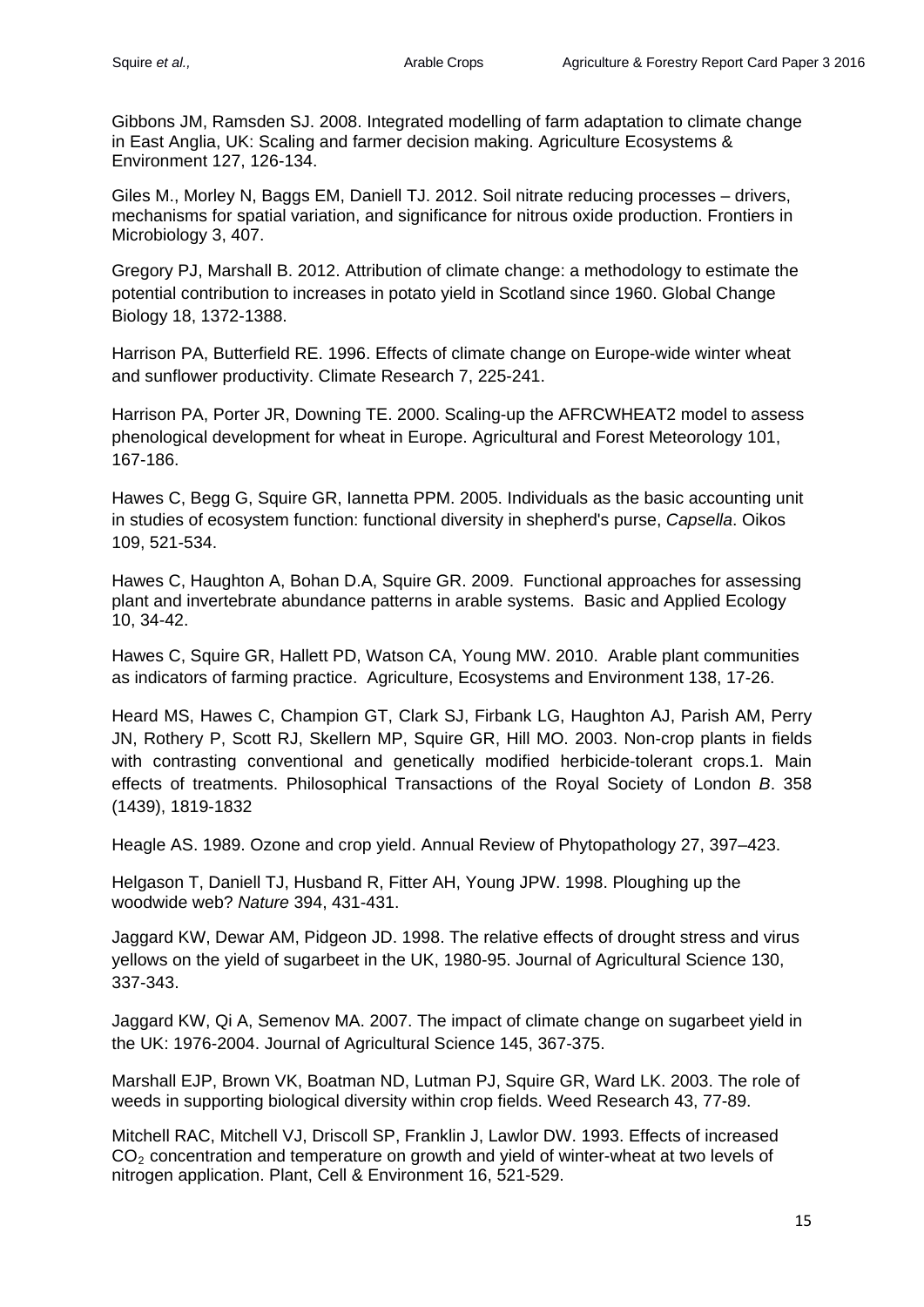Gibbons JM, Ramsden SJ. 2008. Integrated modelling of farm adaptation to climate change in East Anglia, UK: Scaling and farmer decision making. Agriculture Ecosystems & Environment 127, 126-134.

Giles M., Morley N, Baggs EM, Daniell TJ. 2012. Soil nitrate reducing processes – drivers, mechanisms for spatial variation, and significance for nitrous oxide production. Frontiers in Microbiology 3, 407.

Gregory PJ, Marshall B. 2012. Attribution of climate change: a methodology to estimate the potential contribution to increases in potato yield in Scotland since 1960. Global Change Biology 18, 1372-1388.

Harrison PA, Butterfield RE. 1996. Effects of climate change on Europe-wide winter wheat and sunflower productivity. Climate Research 7, 225-241.

Harrison PA, Porter JR, Downing TE. 2000. Scaling-up the AFRCWHEAT2 model to assess phenological development for wheat in Europe. Agricultural and Forest Meteorology 101, 167-186.

Hawes C, Begg G, Squire GR, Iannetta PPM. 2005. Individuals as the basic accounting unit in studies of ecosystem function: functional diversity in shepherd's purse, *Capsella*. Oikos 109, 521-534.

Hawes C, Haughton A, Bohan D.A, Squire GR. 2009. Functional approaches for assessing plant and invertebrate abundance patterns in arable systems. Basic and Applied Ecology 10, 34-42.

Hawes C, Squire GR, Hallett PD, Watson CA, Young MW. 2010. Arable plant communities as indicators of farming practice. Agriculture, Ecosystems and Environment 138, 17-26.

Heard MS, Hawes C, Champion GT, Clark SJ, Firbank LG, Haughton AJ, Parish AM, Perry JN, Rothery P, Scott RJ, Skellern MP, Squire GR, Hill MO. 2003. Non-crop plants in fields with contrasting conventional and genetically modified herbicide-tolerant crops.1. Main effects of treatments. Philosophical Transactions of the Royal Society of London *B*. 358 (1439), 1819-1832

Heagle AS. 1989. Ozone and crop yield. Annual Review of Phytopathology 27, 397–423.

Helgason T, Daniell TJ, Husband R, Fitter AH, Young JPW. 1998. Ploughing up the woodwide web? *Nature* 394, 431-431.

Jaggard KW, Dewar AM, Pidgeon JD. 1998. The relative effects of drought stress and virus yellows on the yield of sugarbeet in the UK, 1980-95. Journal of Agricultural Science 130, 337-343.

Jaggard KW, Qi A, Semenov MA. 2007. The impact of climate change on sugarbeet yield in the UK: 1976-2004. Journal of Agricultural Science 145, 367-375.

Marshall EJP, Brown VK, Boatman ND, Lutman PJ, Squire GR, Ward LK. 2003. The role of weeds in supporting biological diversity within crop fields. Weed Research 43, 77-89.

Mitchell RAC, Mitchell VJ, Driscoll SP, Franklin J, Lawlor DW. 1993. Effects of increased $CO_2$ concentration and temperature on growth and yield of winter-wheat at two levels of nitrogen application. Plant, Cell & Environment 16, 521-529.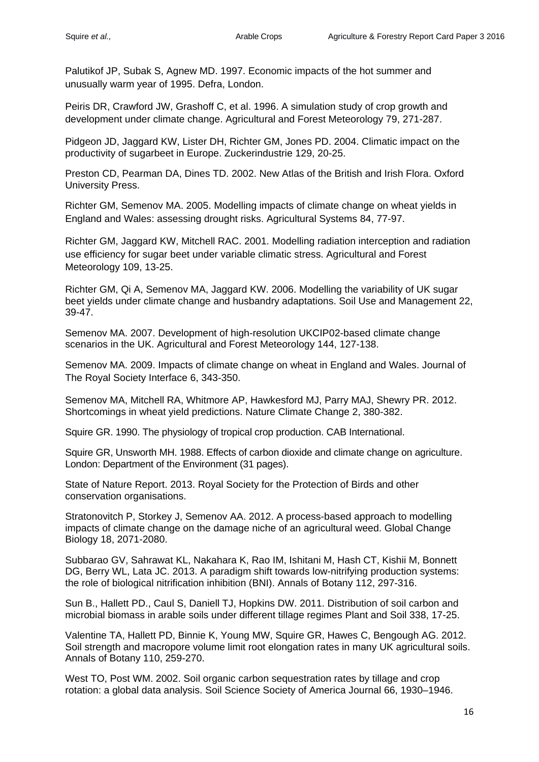Palutikof JP, Subak S, Agnew MD. 1997. Economic impacts of the hot summer and unusually warm year of 1995. Defra, London.

Peiris DR, Crawford JW, Grashoff C, et al. 1996. A simulation study of crop growth and development under climate change. Agricultural and Forest Meteorology 79, 271-287.

Pidgeon JD, Jaggard KW, Lister DH, Richter GM, Jones PD. 2004. Climatic impact on the productivity of sugarbeet in Europe. Zuckerindustrie 129, 20-25.

Preston CD, Pearman DA, Dines TD. 2002. New Atlas of the British and Irish Flora. Oxford University Press.

Richter GM, Semenov MA. 2005. Modelling impacts of climate change on wheat yields in England and Wales: assessing drought risks. Agricultural Systems 84, 77-97.

Richter GM, Jaggard KW, Mitchell RAC. 2001. Modelling radiation interception and radiation use efficiency for sugar beet under variable climatic stress. Agricultural and Forest Meteorology 109, 13-25.

Richter GM, Qi A, Semenov MA, Jaggard KW. 2006. Modelling the variability of UK sugar beet yields under climate change and husbandry adaptations. Soil Use and Management 22, 39-47.

Semenov MA. 2007. Development of high-resolution UKCIP02-based climate change scenarios in the UK. Agricultural and Forest Meteorology 144, 127-138.

Semenov MA. 2009. Impacts of climate change on wheat in England and Wales. Journal of The Royal Society Interface 6, 343-350.

Semenov MA, Mitchell RA, Whitmore AP, Hawkesford MJ, Parry MAJ, Shewry PR. 2012. Shortcomings in wheat yield predictions. Nature Climate Change 2, 380-382.

Squire GR. 1990. The physiology of tropical crop production. CAB International.

Squire GR, Unsworth MH. 1988. Effects of carbon dioxide and climate change on agriculture. London: Department of the Environment (31 pages).

State of Nature Report. 2013. Royal Society for the Protection of Birds and other conservation organisations.

Stratonovitch P, Storkey J, Semenov AA. 2012. A process-based approach to modelling impacts of climate change on the damage niche of an agricultural weed. Global Change Biology 18, 2071-2080.

Subbarao GV, Sahrawat KL, Nakahara K, Rao IM, Ishitani M, Hash CT, Kishii M, Bonnett DG, Berry WL, Lata JC. 2013. A paradigm shift towards low-nitrifying production systems: the role of biological nitrification inhibition (BNI). Annals of Botany 112, 297-316.

Sun B., Hallett PD., Caul S, Daniell TJ, Hopkins DW. 2011. Distribution of soil carbon and microbial biomass in arable soils under different tillage regimes Plant and Soil 338, 17-25.

Valentine TA, Hallett PD, Binnie K, Young MW, Squire GR, Hawes C, Bengough AG. 2012. Soil strength and macropore volume limit root elongation rates in many UK agricultural soils. Annals of Botany 110, 259-270.

West TO, Post WM. 2002. Soil organic carbon sequestration rates by tillage and crop rotation: a global data analysis. Soil Science Society of America Journal 66, 1930–1946.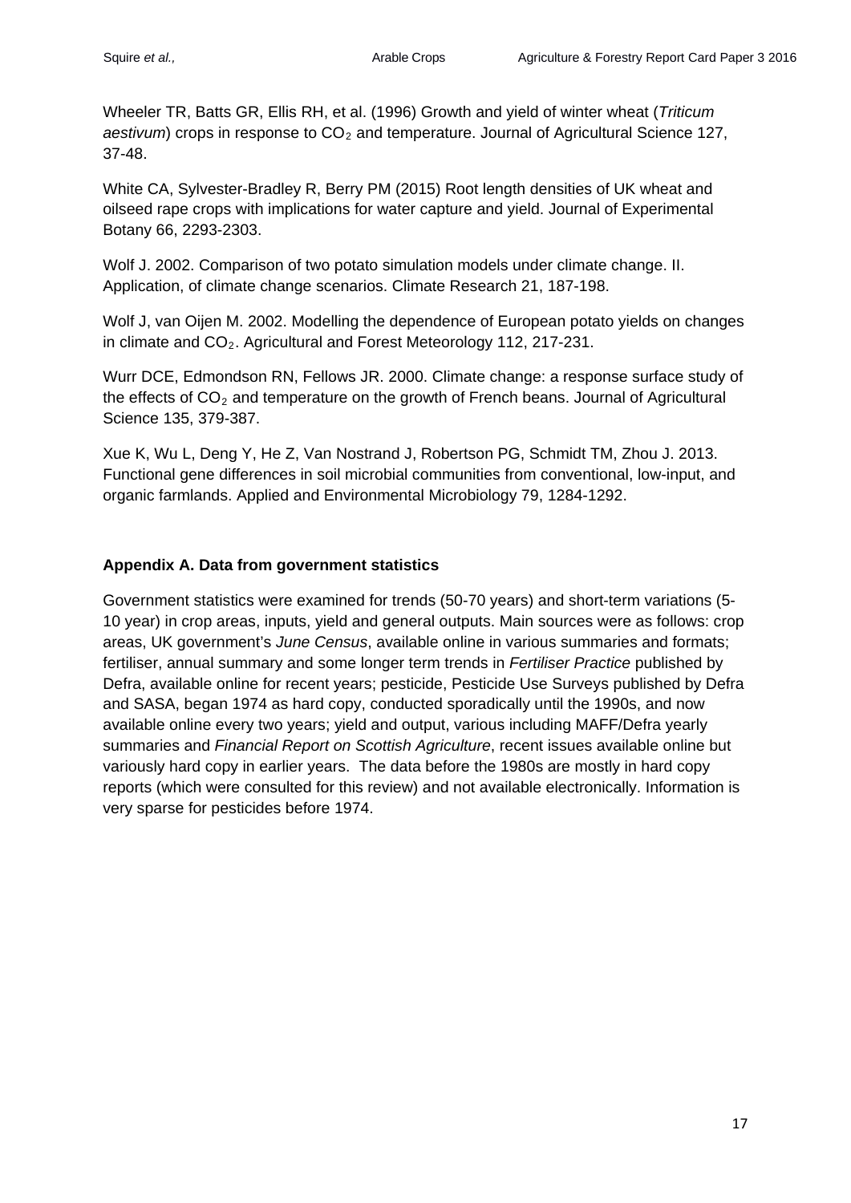Wheeler TR, Batts GR, Ellis RH, et al. (1996) Growth and yield of winter wheat (*Triticum aestivum*) crops in response to $CO_2$ and temperature. Journal of Agricultural Science 127, 37-48.

White CA, Sylvester-Bradley R, Berry PM (2015) Root length densities of UK wheat and oilseed rape crops with implications for water capture and yield. Journal of Experimental Botany 66, 2293-2303.

Wolf J. 2002. Comparison of two potato simulation models under climate change. II. Application, of climate change scenarios. Climate Research 21, 187-198.

Wolf J, van Oijen M. 2002. Modelling the dependence of European potato yields on changes in climate and $CO_2$. Agricultural and Forest Meteorology 112, 217-231.

Wurr DCE, Edmondson RN, Fellows JR. 2000. Climate change: a response surface study of the effects of $CO_2$ and temperature on the growth of French beans. Journal of Agricultural Science 135, 379-387.

Xue K, Wu L, Deng Y, He Z, Van Nostrand J, Robertson PG, Schmidt TM, Zhou J. 2013. Functional gene differences in soil microbial communities from conventional, low-input, and organic farmlands. Applied and Environmental Microbiology 79, 1284-1292.

## Appendix A. Data from government statistics

Government statistics were examined for trends (50-70 years) and short-term variations (5-10 year) in crop areas, inputs, yield and general outputs. Main sources were as follows: crop areas, UK government's *June Census*, available online in various summaries and formats; fertiliser, annual summary and some longer term trends in *Fertiliser Practice* published by Defra, available online for recent years; pesticide, Pesticide Use Surveys published by Defra and SASA, began 1974 as hard copy, conducted sporadically until the 1990s, and now available online every two years; yield and output, various including MAFF/Defra yearly summaries and *Financial Report on Scottish Agriculture*, recent issues available online but variously hard copy in earlier years. The data before the 1980s are mostly in hard copy reports (which were consulted for this review) and not available electronically. Information is very sparse for pesticides before 1974.